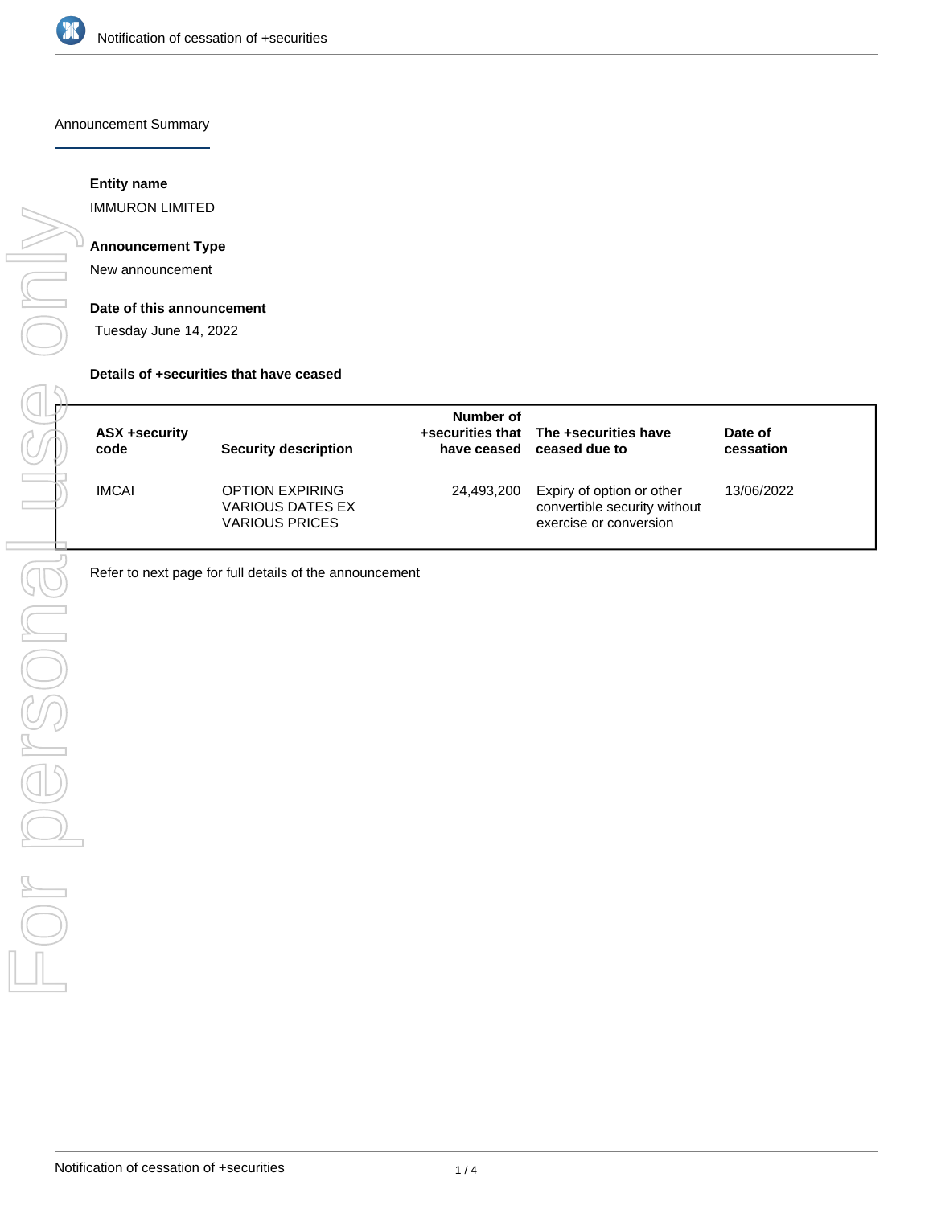# Notification of cessation of +securities

## Announcement Summary

**Entity name**

IMMURON LIMITED

**Announcement Type**

New announcement

**Date of this announcement**

Tuesday June 14, 2022

**Details of +securities that have ceased**

| ASX +security code | Security description | Number of +securities that have ceased | The +securities have ceased due to | Date of cessation |
|---|---|---|---|---|
| IMCAI | OPTION EXPIRING VARIOUS DATES EX VARIOUS PRICES | 24,493,200 | Expiry of option or other convertible security without exercise or conversion | 13/06/2022 |

Refer to next page for full details of the announcement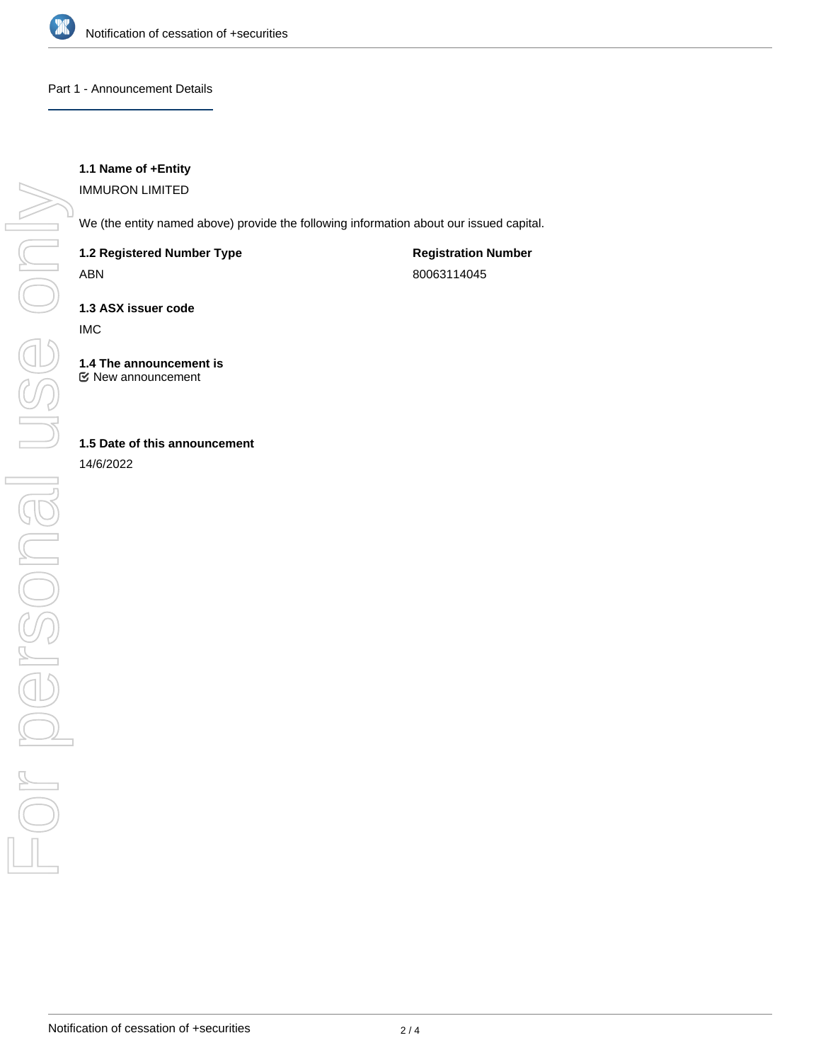## Part 1 - Announcement Details

**1.1 Name of +Entity**

IMMURON LIMITED

We (the entity named above) provide the following information about our issued capital.

| **1.2 Registered Number Type** | **Registration Number** |
| --- | --- |
| ABN | 80063114045 |

**1.3 ASX issuer code**

IMC

**1.4 The announcement is**

☑ New announcement

**1.5 Date of this announcement**

14/6/2022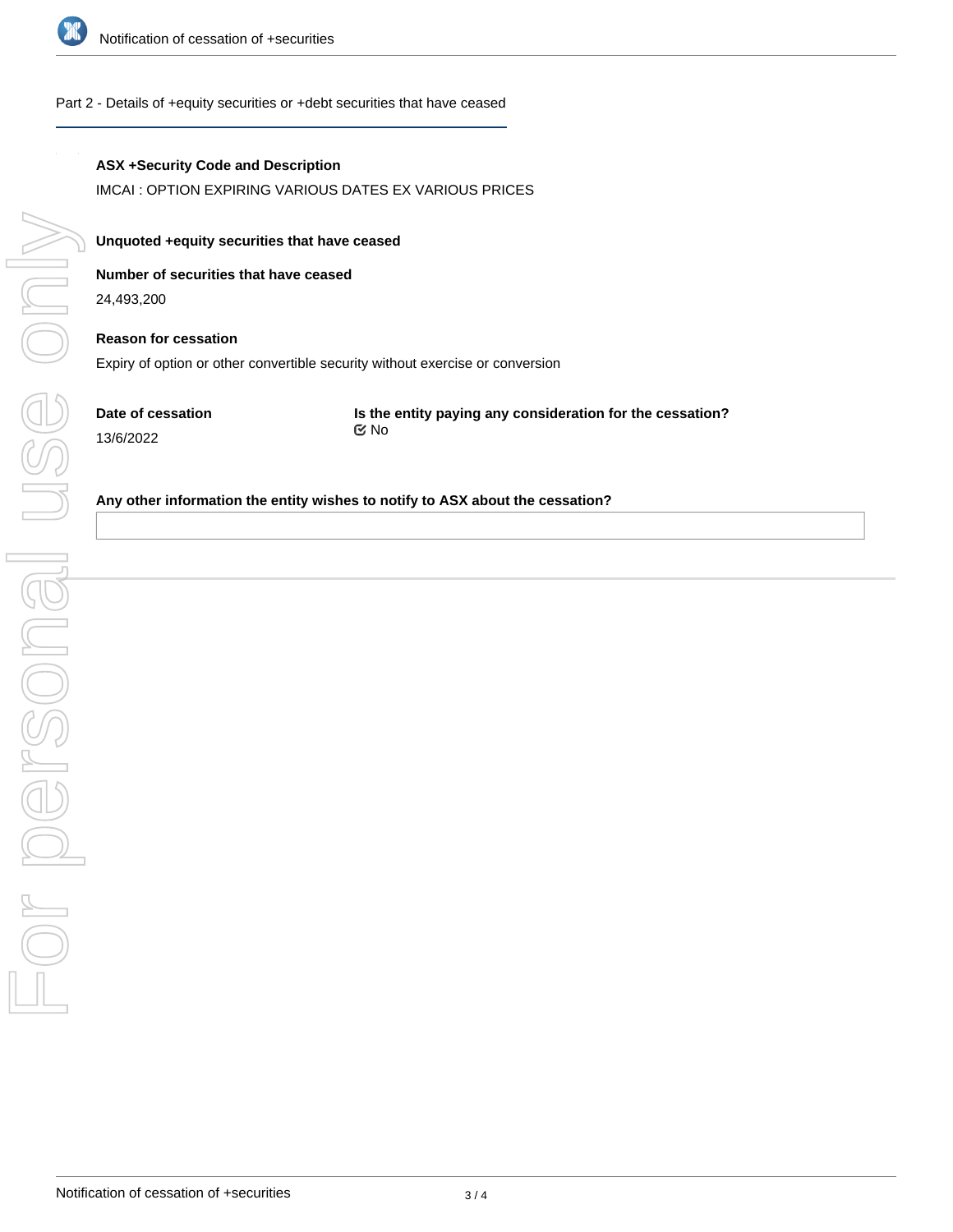## Part 2 - Details of +equity securities or +debt securities that have ceased

**ASX +Security Code and Description**

IMCAI : OPTION EXPIRING VARIOUS DATES EX VARIOUS PRICES

**Unquoted +equity securities that have ceased**

**Number of securities that have ceased**

24,493,200

**Reason for cessation**

Expiry of option or other convertible security without exercise or conversion

**Date of cessation**

13/6/2022

**Is the entity paying any consideration for the cessation?**

No

**Any other information the entity wishes to notify to ASX about the cessation?**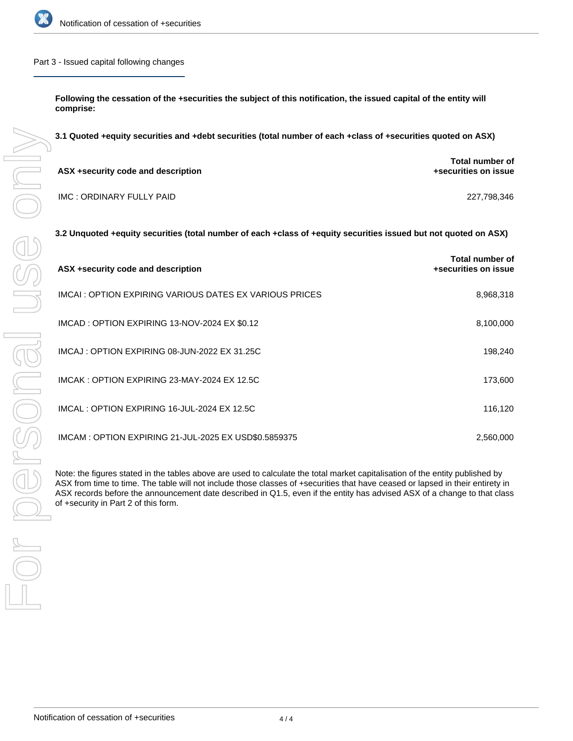## Part 3 - Issued capital following changes

**Following the cessation of the +securities the subject of this notification, the issued capital of the entity will comprise:**

**3.1 Quoted +equity securities and +debt securities (total number of each +class of +securities quoted on ASX)**

| ASX +security code and description | Total number of +securities on issue |
|---|---|
| IMC : ORDINARY FULLY PAID | 227,798,346 |

**3.2 Unquoted +equity securities (total number of each +class of +equity securities issued but not quoted on ASX)**

| ASX +security code and description | Total number of +securities on issue |
|---|---|
| IMCAI : OPTION EXPIRING VARIOUS DATES EX VARIOUS PRICES | 8,968,318 |
| IMCAD : OPTION EXPIRING 13-NOV-2024 EX $0.12 | 8,100,000 |
| IMCAJ : OPTION EXPIRING 08-JUN-2022 EX 31.25C | 198,240 |
| IMCAK : OPTION EXPIRING 23-MAY-2024 EX 12.5C | 173,600 |
| IMCAL : OPTION EXPIRING 16-JUL-2024 EX 12.5C | 116,120 |
| IMCAM : OPTION EXPIRING 21-JUL-2025 EX USD$0.5859375 | 2,560,000 |

Note: the figures stated in the tables above are used to calculate the total market capitalisation of the entity published by ASX from time to time. The table will not include those classes of +securities that have ceased or lapsed in their entirety in ASX records before the announcement date described in Q1.5, even if the entity has advised ASX of a change to that class of +security in Part 2 of this form.